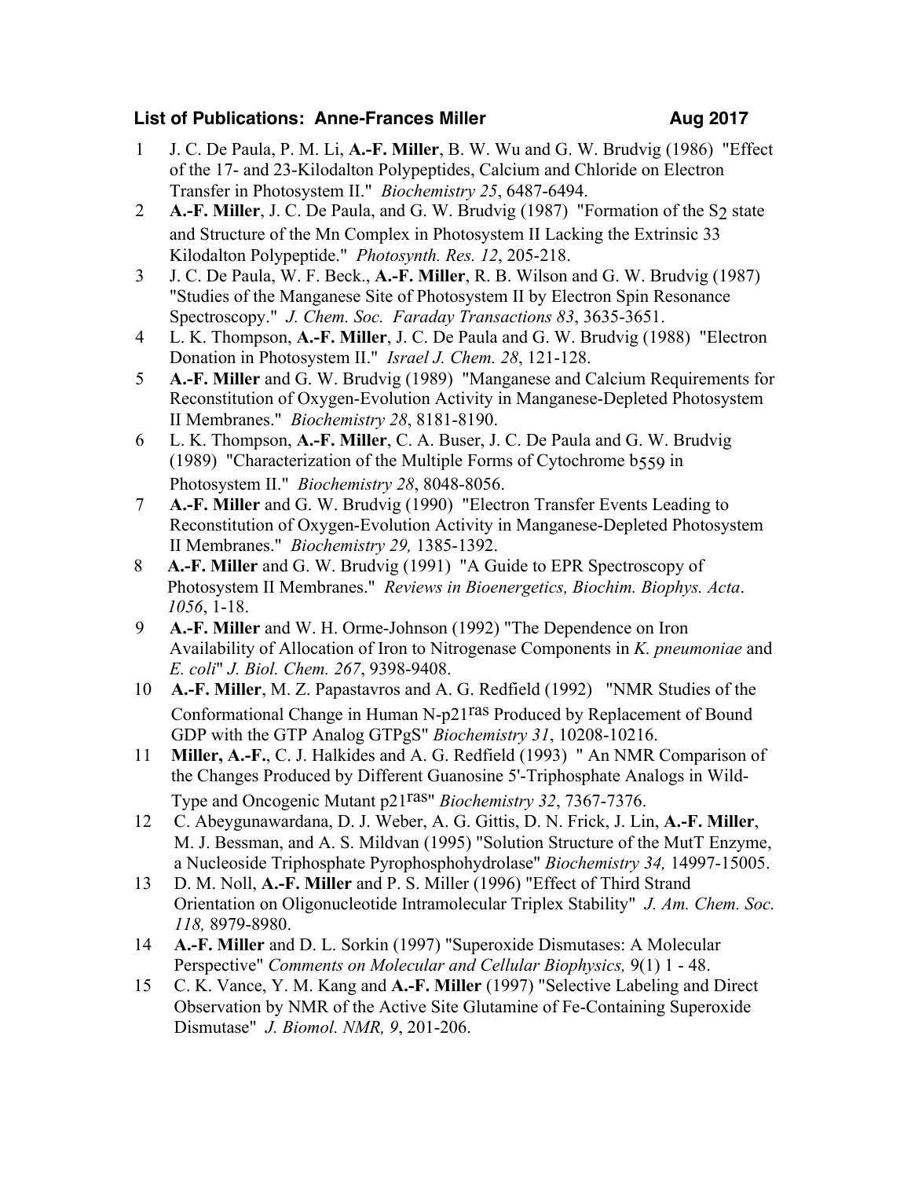**List of Publications: Anne-Frances Miller** **Aug 2017**

1. J. C. De Paula, P. M. Li, **A.-F. Miller**, B. W. Wu and G. W. Brudvig (1986) "Effect of the 17- and 23-Kilodalton Polypeptides, Calcium and Chloride on Electron Transfer in Photosystem II." *Biochemistry 25*, 6487-6494.
2. **A.-F. Miller**, J. C. De Paula, and G. W. Brudvig (1987) "Formation of the $S_2$ state and Structure of the Mn Complex in Photosystem II Lacking the Extrinsic 33 Kilodalton Polypeptide." *Photosynth. Res. 12*, 205-218.
3. J. C. De Paula, W. F. Beck., **A.-F. Miller**, R. B. Wilson and G. W. Brudvig (1987) "Studies of the Manganese Site of Photosystem II by Electron Spin Resonance Spectroscopy." *J. Chem. Soc. Faraday Transactions 83*, 3635-3651.
4. L. K. Thompson, **A.-F. Miller**, J. C. De Paula and G. W. Brudvig (1988) "Electron Donation in Photosystem II." *Israel J. Chem. 28*, 121-128.
5. **A.-F. Miller** and G. W. Brudvig (1989) "Manganese and Calcium Requirements for Reconstitution of Oxygen-Evolution Activity in Manganese-Depleted Photosystem II Membranes." *Biochemistry 28*, 8181-8190.
6. L. K. Thompson, **A.-F. Miller**, C. A. Buser, J. C. De Paula and G. W. Brudvig (1989) "Characterization of the Multiple Forms of Cytochrome $b_{559}$ in Photosystem II." *Biochemistry 28*, 8048-8056.
7. **A.-F. Miller** and G. W. Brudvig (1990) "Electron Transfer Events Leading to Reconstitution of Oxygen-Evolution Activity in Manganese-Depleted Photosystem II Membranes." *Biochemistry 29,* 1385-1392.
8. **A.-F. Miller** and G. W. Brudvig (1991) "A Guide to EPR Spectroscopy of Photosystem II Membranes." *Reviews in Bioenergetics, Biochim. Biophys. Acta*. *1056*, 1-18.
9. **A.-F. Miller** and W. H. Orme-Johnson (1992) "The Dependence on Iron Availability of Allocation of Iron to Nitrogenase Components in *K. pneumoniae* and *E. coli*" *J. Biol. Chem. 267*, 9398-9408.
10. **A.-F. Miller**, M. Z. Papastavros and A. G. Redfield (1992) "NMR Studies of the Conformational Change in Human N-p21$^{ras}$ Produced by Replacement of Bound GDP with the GTP Analog GTPgS" *Biochemistry 31*, 10208-10216.
11. **Miller, A.-F.**, C. J. Halkides and A. G. Redfield (1993) " An NMR Comparison of the Changes Produced by Different Guanosine 5'-Triphosphate Analogs in Wild-Type and Oncogenic Mutant p21$^{ras}$" *Biochemistry 32*, 7367-7376.
12. C. Abeygunawardana, D. J. Weber, A. G. Gittis, D. N. Frick, J. Lin, **A.-F. Miller**, M. J. Bessman, and A. S. Mildvan (1995) "Solution Structure of the MutT Enzyme, a Nucleoside Triphosphate Pyrophosphohydrolase" *Biochemistry 34,* 14997-15005.
13. D. M. Noll, **A.-F. Miller** and P. S. Miller (1996) "Effect of Third Strand Orientation on Oligonucleotide Intramolecular Triplex Stability" *J. Am. Chem. Soc. 118,* 8979-8980.
14. **A.-F. Miller** and D. L. Sorkin (1997) "Superoxide Dismutases: A Molecular Perspective" *Comments on Molecular and Cellular Biophysics,* 9(1) 1 - 48.
15. C. K. Vance, Y. M. Kang and **A.-F. Miller** (1997) "Selective Labeling and Direct Observation by NMR of the Active Site Glutamine of Fe-Containing Superoxide Dismutase" *J. Biomol. NMR, 9*, 201-206.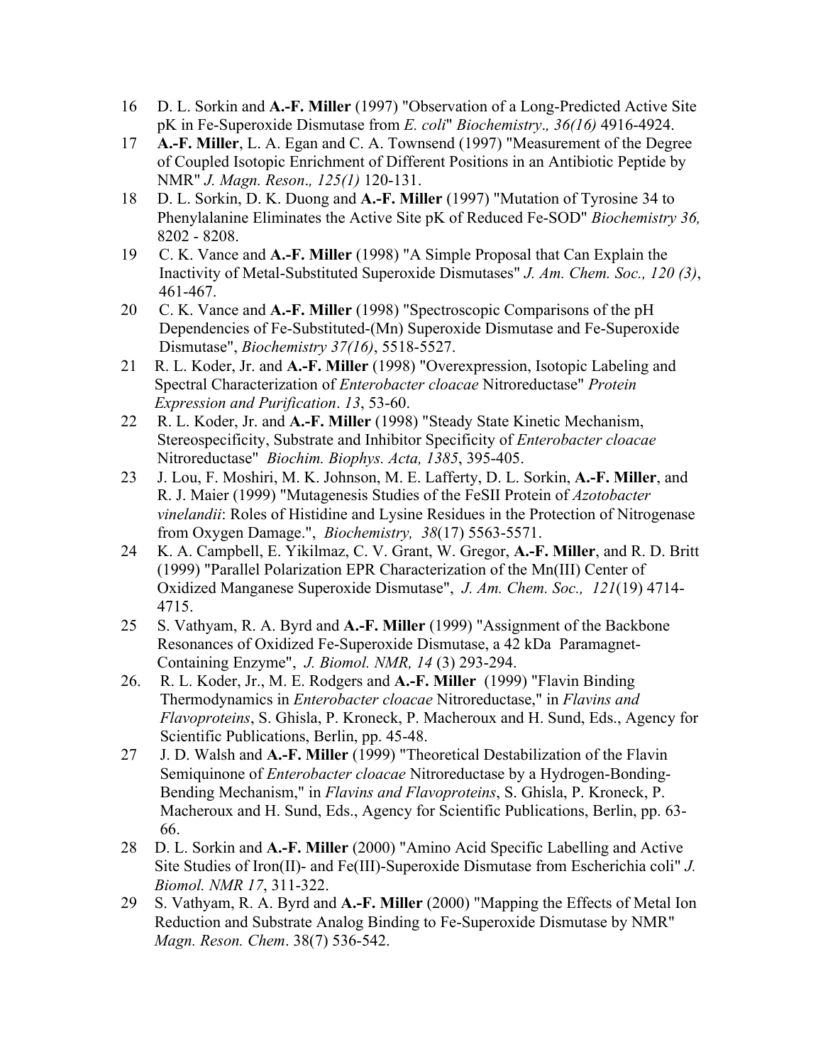16 D. L. Sorkin and **A.-F. Miller** (1997) "Observation of a Long-Predicted Active Site pK in Fe-Superoxide Dismutase from *E. coli*" *Biochemistry., 36(16)* 4916-4924.

17 **A.-F. Miller**, L. A. Egan and C. A. Townsend (1997) "Measurement of the Degree of Coupled Isotopic Enrichment of Different Positions in an Antibiotic Peptide by NMR" *J. Magn. Reson., 125(1)* 120-131.

18 D. L. Sorkin, D. K. Duong and **A.-F. Miller** (1997) "Mutation of Tyrosine 34 to Phenylalanine Eliminates the Active Site pK of Reduced Fe-SOD" *Biochemistry 36,* 8202 - 8208.

19 C. K. Vance and **A.-F. Miller** (1998) "A Simple Proposal that Can Explain the Inactivity of Metal-Substituted Superoxide Dismutases" *J. Am. Chem. Soc., 120 (3)*, 461-467.

20 C. K. Vance and **A.-F. Miller** (1998) "Spectroscopic Comparisons of the pH Dependencies of Fe-Substituted-(Mn) Superoxide Dismutase and Fe-Superoxide Dismutase", *Biochemistry 37(16)*, 5518-5527.

21 R. L. Koder, Jr. and **A.-F. Miller** (1998) "Overexpression, Isotopic Labeling and Spectral Characterization of *Enterobacter cloacae* Nitroreductase" *Protein Expression and Purification*. *13*, 53-60.

22 R. L. Koder, Jr. and **A.-F. Miller** (1998) "Steady State Kinetic Mechanism, Stereospecificity, Substrate and Inhibitor Specificity of *Enterobacter cloacae* Nitroreductase" *Biochim. Biophys. Acta, 1385*, 395-405.

23 J. Lou, F. Moshiri, M. K. Johnson, M. E. Lafferty, D. L. Sorkin, **A.-F. Miller**, and R. J. Maier (1999) "Mutagenesis Studies of the FeSII Protein of *Azotobacter vinelandii*: Roles of Histidine and Lysine Residues in the Protection of Nitrogenase from Oxygen Damage.", *Biochemistry, 38*(17) 5563-5571.

24 K. A. Campbell, E. Yikilmaz, C. V. Grant, W. Gregor, **A.-F. Miller**, and R. D. Britt (1999) "Parallel Polarization EPR Characterization of the Mn(III) Center of Oxidized Manganese Superoxide Dismutase", *J. Am. Chem. Soc., 121*(19) 4714-4715.

25 S. Vathyam, R. A. Byrd and **A.-F. Miller** (1999) "Assignment of the Backbone Resonances of Oxidized Fe-Superoxide Dismutase, a 42 kDa Paramagnet-Containing Enzyme", *J. Biomol. NMR, 14* (3) 293-294.

26. R. L. Koder, Jr., M. E. Rodgers and **A.-F. Miller** (1999) "Flavin Binding Thermodynamics in *Enterobacter cloacae* Nitroreductase," in *Flavins and Flavoproteins*, S. Ghisla, P. Kroneck, P. Macheroux and H. Sund, Eds., Agency for Scientific Publications, Berlin, pp. 45-48.

27 J. D. Walsh and **A.-F. Miller** (1999) "Theoretical Destabilization of the Flavin Semiquinone of *Enterobacter cloacae* Nitroreductase by a Hydrogen-Bonding-Bending Mechanism," in *Flavins and Flavoproteins*, S. Ghisla, P. Kroneck, P. Macheroux and H. Sund, Eds., Agency for Scientific Publications, Berlin, pp. 63-66.

28 D. L. Sorkin and **A.-F. Miller** (2000) "Amino Acid Specific Labelling and Active Site Studies of Iron(II)- and Fe(III)-Superoxide Dismutase from Escherichia coli" *J. Biomol. NMR 17*, 311-322.

29 S. Vathyam, R. A. Byrd and **A.-F. Miller** (2000) "Mapping the Effects of Metal Ion Reduction and Substrate Analog Binding to Fe-Superoxide Dismutase by NMR" *Magn. Reson. Chem*. 38(7) 536-542.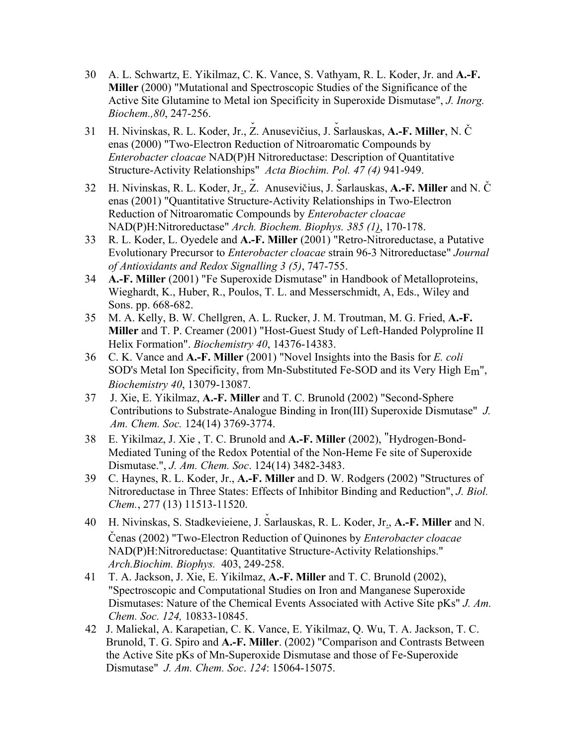30 A. L. Schwartz, E. Yikilmaz, C. K. Vance, S. Vathyam, R. L. Koder, Jr. and **A.-F. Miller** (2000) "Mutational and Spectroscopic Studies of the Significance of the Active Site Glutamine to Metal ion Specificity in Superoxide Dismutase", *J. Inorg. Biochem.,80*, 247-256.

31 H. Nivinskas, R. L. Koder, Jr., Ž. Anusevičius, J. Šarlauskas, **A.-F. Miller**, N. Čenas (2000) "Two-Electron Reduction of Nitroaromatic Compounds by *Enterobacter cloacae* NAD(P)H Nitroreductase: Description of Quantitative Structure-Activity Relationships" *Acta Biochim. Pol. 47 (4)* 941-949.

32 H. Nivinskas, R. L. Koder, Jr., Ž. Anusevičius, J. Šarlauskas, **A.-F. Miller** and N. Čenas (2001) "Quantitative Structure-Activity Relationships in Two-Electron Reduction of Nitroaromatic Compounds by *Enterobacter cloacae* NAD(P)H:Nitroreductase" *Arch. Biochem. Biophys. 385 (1)*, 170-178.

33 R. L. Koder, L. Oyedele and **A.-F. Miller** (2001) "Retro-Nitroreductase, a Putative Evolutionary Precursor to *Enterobacter cloacae* strain 96-3 Nitroreductase" *Journal of Antioxidants and Redox Signalling 3 (5)*, 747-755.

34 **A.-F. Miller** (2001) "Fe Superoxide Dismutase" in Handbook of Metalloproteins, Wieghardt, K., Huber, R., Poulos, T. L. and Messerschmidt, A, Eds., Wiley and Sons. pp. 668-682.

35 M. A. Kelly, B. W. Chellgren, A. L. Rucker, J. M. Troutman, M. G. Fried, **A.-F. Miller** and T. P. Creamer (2001) "Host-Guest Study of Left-Handed Polyproline II Helix Formation". *Biochemistry 40*, 14376-14383.

36 C. K. Vance and **A.-F. Miller** (2001) "Novel Insights into the Basis for *E. coli* SOD's Metal Ion Specificity, from Mn-Substituted Fe-SOD and its Very High $E_m$", *Biochemistry 40*, 13079-13087.

37 J. Xie, E. Yikilmaz, **A.-F. Miller** and T. C. Brunold (2002) "Second-Sphere Contributions to Substrate-Analogue Binding in Iron(III) Superoxide Dismutase" *J. Am. Chem. Soc.* 124(14) 3769-3774.

38 E. Yikilmaz, J. Xie , T. C. Brunold and **A.-F. Miller** (2002), "Hydrogen-Bond-Mediated Tuning of the Redox Potential of the Non-Heme Fe site of Superoxide Dismutase.", *J. Am. Chem. Soc*. 124(14) 3482-3483.

39 C. Haynes, R. L. Koder, Jr., **A.-F. Miller** and D. W. Rodgers (2002) "Structures of Nitroreductase in Three States: Effects of Inhibitor Binding and Reduction", *J. Biol. Chem.*, 277 (13) 11513-11520.

40 H. Nivinskas, S. Stadkevieiene, J. Šarlauskas, R. L. Koder, Jr., **A.-F. Miller** and N. Čenas (2002) "Two-Electron Reduction of Quinones by *Enterobacter cloacae* NAD(P)H:Nitroreductase: Quantitative Structure-Activity Relationships." *Arch.Biochim. Biophys.* 403, 249-258.

41 T. A. Jackson, J. Xie, E. Yikilmaz, **A.-F. Miller** and T. C. Brunold (2002), "Spectroscopic and Computational Studies on Iron and Manganese Superoxide Dismutases: Nature of the Chemical Events Associated with Active Site pKs" *J. Am. Chem. Soc. 124,* 10833-10845.

42 J. Maliekal, A. Karapetian, C. K. Vance, E. Yikilmaz, Q. Wu, T. A. Jackson, T. C. Brunold, T. G. Spiro and **A.-F. Miller**. (2002) "Comparison and Contrasts Between the Active Site pKs of Mn-Superoxide Dismutase and those of Fe-Superoxide Dismutase" *J. Am. Chem. Soc*. *124*: 15064-15075.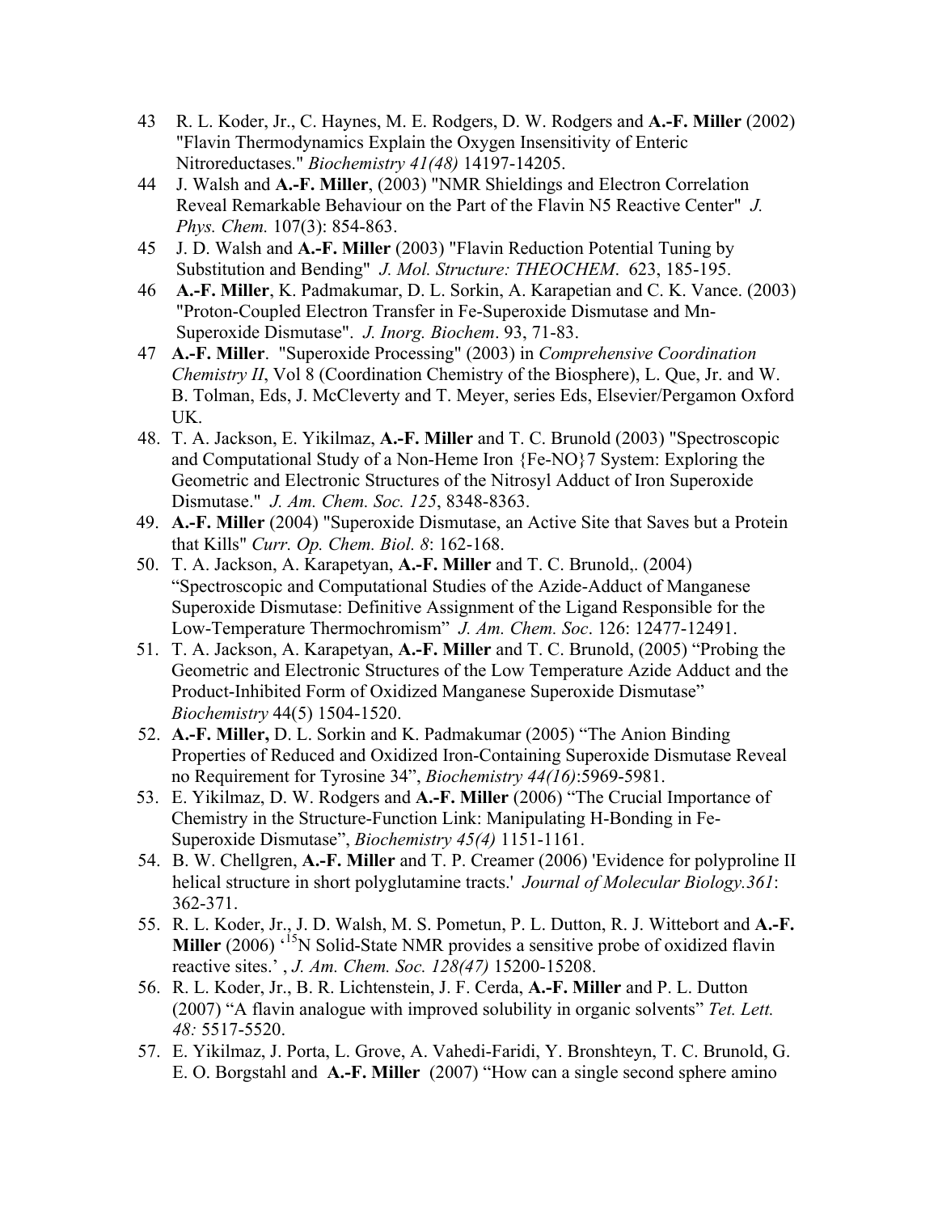43 R. L. Koder, Jr., C. Haynes, M. E. Rodgers, D. W. Rodgers and **A.-F. Miller** (2002) "Flavin Thermodynamics Explain the Oxygen Insensitivity of Enteric Nitroreductases." *Biochemistry 41(48)* 14197-14205.

44 J. Walsh and **A.-F. Miller**, (2003) "NMR Shieldings and Electron Correlation Reveal Remarkable Behaviour on the Part of the Flavin N5 Reactive Center" *J. Phys. Chem.* 107(3): 854-863.

45 J. D. Walsh and **A.-F. Miller** (2003) "Flavin Reduction Potential Tuning by Substitution and Bending" *J. Mol. Structure: THEOCHEM*. 623, 185-195.

46 **A.-F. Miller**, K. Padmakumar, D. L. Sorkin, A. Karapetian and C. K. Vance. (2003) "Proton-Coupled Electron Transfer in Fe-Superoxide Dismutase and Mn-Superoxide Dismutase". *J. Inorg. Biochem*. 93, 71-83.

47 **A.-F. Miller**. "Superoxide Processing" (2003) in *Comprehensive Coordination Chemistry II*, Vol 8 (Coordination Chemistry of the Biosphere), L. Que, Jr. and W. B. Tolman, Eds, J. McCleverty and T. Meyer, series Eds, Elsevier/Pergamon Oxford UK.

48. T. A. Jackson, E. Yikilmaz, **A.-F. Miller** and T. C. Brunold (2003) "Spectroscopic and Computational Study of a Non-Heme Iron {Fe-NO}7 System: Exploring the Geometric and Electronic Structures of the Nitrosyl Adduct of Iron Superoxide Dismutase." *J. Am. Chem. Soc. 125*, 8348-8363.

49. **A.-F. Miller** (2004) "Superoxide Dismutase, an Active Site that Saves but a Protein that Kills" *Curr. Op. Chem. Biol. 8*: 162-168.

50. T. A. Jackson, A. Karapetyan, **A.-F. Miller** and T. C. Brunold,. (2004) "Spectroscopic and Computational Studies of the Azide-Adduct of Manganese Superoxide Dismutase: Definitive Assignment of the Ligand Responsible for the Low-Temperature Thermochromism" *J. Am. Chem. Soc*. 126: 12477-12491.

51. T. A. Jackson, A. Karapetyan, **A.-F. Miller** and T. C. Brunold, (2005) "Probing the Geometric and Electronic Structures of the Low Temperature Azide Adduct and the Product-Inhibited Form of Oxidized Manganese Superoxide Dismutase" *Biochemistry* 44(5) 1504-1520.

52. **A.-F. Miller,** D. L. Sorkin and K. Padmakumar (2005) "The Anion Binding Properties of Reduced and Oxidized Iron-Containing Superoxide Dismutase Reveal no Requirement for Tyrosine 34", *Biochemistry 44(16)*:5969-5981.

53. E. Yikilmaz, D. W. Rodgers and **A.-F. Miller** (2006) "The Crucial Importance of Chemistry in the Structure-Function Link: Manipulating H-Bonding in Fe-Superoxide Dismutase", *Biochemistry 45(4)* 1151-1161.

54. B. W. Chellgren, **A.-F. Miller** and T. P. Creamer (2006) 'Evidence for polyproline II helical structure in short polyglutamine tracts.' *Journal of Molecular Biology.361*: 362-371.

55. R. L. Koder, Jr., J. D. Walsh, M. S. Pometun, P. L. Dutton, R. J. Wittebort and **A.-F. Miller** (2006) '$^{15}$N Solid-State NMR provides a sensitive probe of oxidized flavin reactive sites.' , *J. Am. Chem. Soc. 128(47)* 15200-15208.

56. R. L. Koder, Jr., B. R. Lichtenstein, J. F. Cerda, **A.-F. Miller** and P. L. Dutton (2007) "A flavin analogue with improved solubility in organic solvents" *Tet. Lett. 48:* 5517-5520.

57. E. Yikilmaz, J. Porta, L. Grove, A. Vahedi-Faridi, Y. Bronshteyn, T. C. Brunold, G. E. O. Borgstahl and **A.-F. Miller** (2007) "How can a single second sphere amino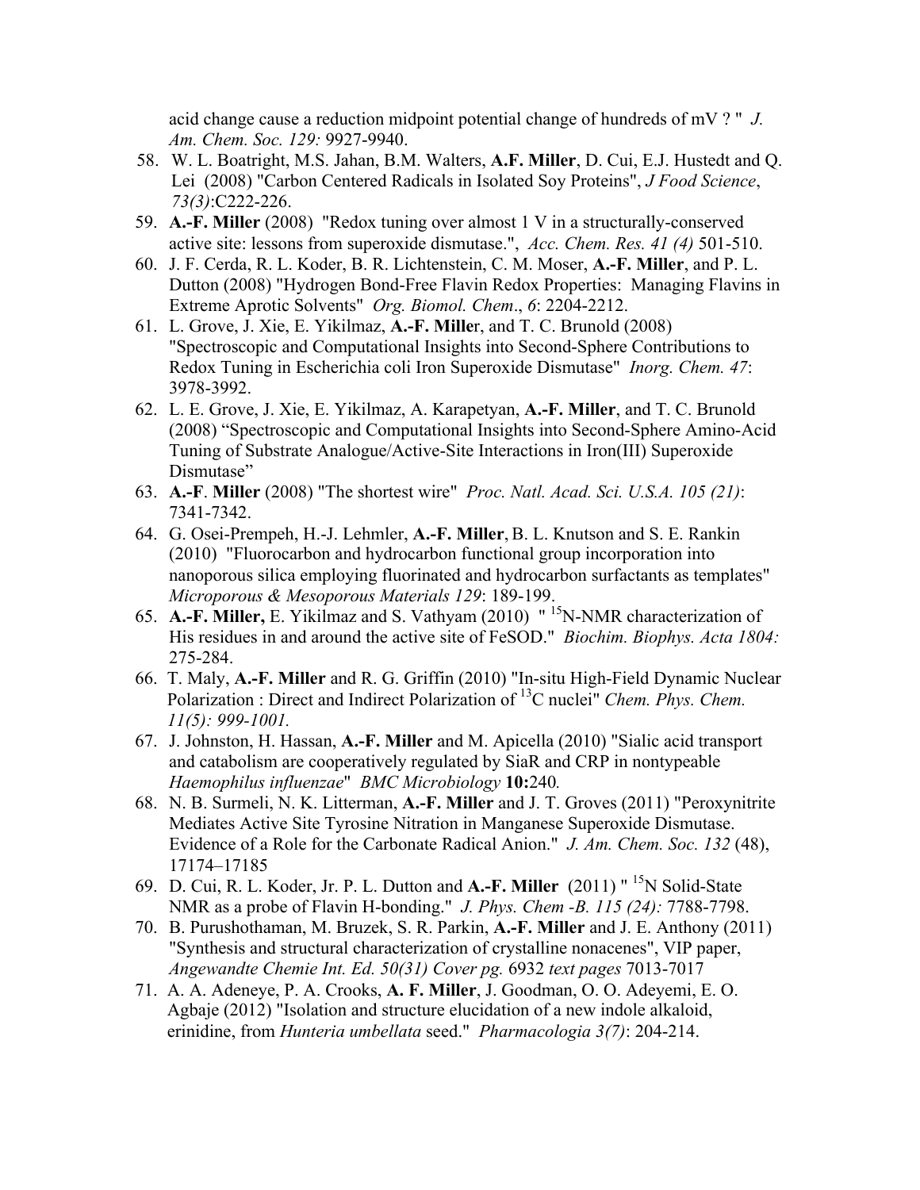acid change cause a reduction midpoint potential change of hundreds of mV ? " *J. Am. Chem. Soc. 129:* 9927-9940.

58. W. L. Boatright, M.S. Jahan, B.M. Walters, **A.F. Miller**, D. Cui, E.J. Hustedt and Q. Lei (2008) "Carbon Centered Radicals in Isolated Soy Proteins", *J Food Science*, *73(3)*:C222-226.
59. **A.-F. Miller** (2008) "Redox tuning over almost 1 V in a structurally-conserved active site: lessons from superoxide dismutase.", *Acc. Chem. Res. 41 (4)* 501-510.
60. J. F. Cerda, R. L. Koder, B. R. Lichtenstein, C. M. Moser, **A.-F. Miller**, and P. L. Dutton (2008) "Hydrogen Bond-Free Flavin Redox Properties: Managing Flavins in Extreme Aprotic Solvents" *Org. Biomol. Chem*., *6*: 2204-2212.
61. L. Grove, J. Xie, E. Yikilmaz, **A.-F. Mille**r, and T. C. Brunold (2008) "Spectroscopic and Computational Insights into Second-Sphere Contributions to Redox Tuning in Escherichia coli Iron Superoxide Dismutase" *Inorg. Chem. 47*: 3978-3992.
62. L. E. Grove, J. Xie, E. Yikilmaz, A. Karapetyan, **A.-F. Miller**, and T. C. Brunold (2008) "Spectroscopic and Computational Insights into Second-Sphere Amino-Acid Tuning of Substrate Analogue/Active-Site Interactions in Iron(III) Superoxide Dismutase"
63. **A.-F**. **Miller** (2008) "The shortest wire" *Proc. Natl. Acad. Sci. U.S.A. 105 (21)*: 7341-7342.
64. G. Osei-Prempeh, H.-J. Lehmler, **A.-F. Miller**, B. L. Knutson and S. E. Rankin (2010) "Fluorocarbon and hydrocarbon functional group incorporation into nanoporous silica employing fluorinated and hydrocarbon surfactants as templates" *Microporous & Mesoporous Materials 129*: 189-199.
65. **A.-F. Miller,** E. Yikilmaz and S. Vathyam (2010) " $^{15}$N-NMR characterization of His residues in and around the active site of FeSOD." *Biochim. Biophys. Acta 1804:* 275-284.
66. T. Maly, **A.-F. Miller** and R. G. Griffin (2010) "In-situ High-Field Dynamic Nuclear Polarization : Direct and Indirect Polarization of $^{13}$C nuclei" *Chem. Phys. Chem. 11(5): 999-1001.*
67. J. Johnston, H. Hassan, **A.-F. Miller** and M. Apicella (2010) "Sialic acid transport and catabolism are cooperatively regulated by SiaR and CRP in nontypeable *Haemophilus influenzae*" *BMC Microbiology* **10:**240*.*
68. N. B. Surmeli, N. K. Litterman, **A.-F. Miller** and J. T. Groves (2011) "Peroxynitrite Mediates Active Site Tyrosine Nitration in Manganese Superoxide Dismutase. Evidence of a Role for the Carbonate Radical Anion." *J. Am. Chem. Soc. 132* (48), 17174–17185
69. D. Cui, R. L. Koder, Jr. P. L. Dutton and **A.-F. Miller** (2011) " $^{15}$N Solid-State NMR as a probe of Flavin H-bonding." *J. Phys. Chem -B. 115 (24):* 7788-7798.
70. B. Purushothaman, M. Bruzek, S. R. Parkin, **A.-F. Miller** and J. E. Anthony (2011) "Synthesis and structural characterization of crystalline nonacenes", VIP paper, *Angewandte Chemie Int. Ed. 50(31) Cover pg.* 6932 *text pages* 7013-7017
71. A. A. Adeneye, P. A. Crooks, **A. F. Miller**, J. Goodman, O. O. Adeyemi, E. O. Agbaje (2012) "Isolation and structure elucidation of a new indole alkaloid, erinidine, from *Hunteria umbellata* seed." *Pharmacologia 3(7)*: 204-214.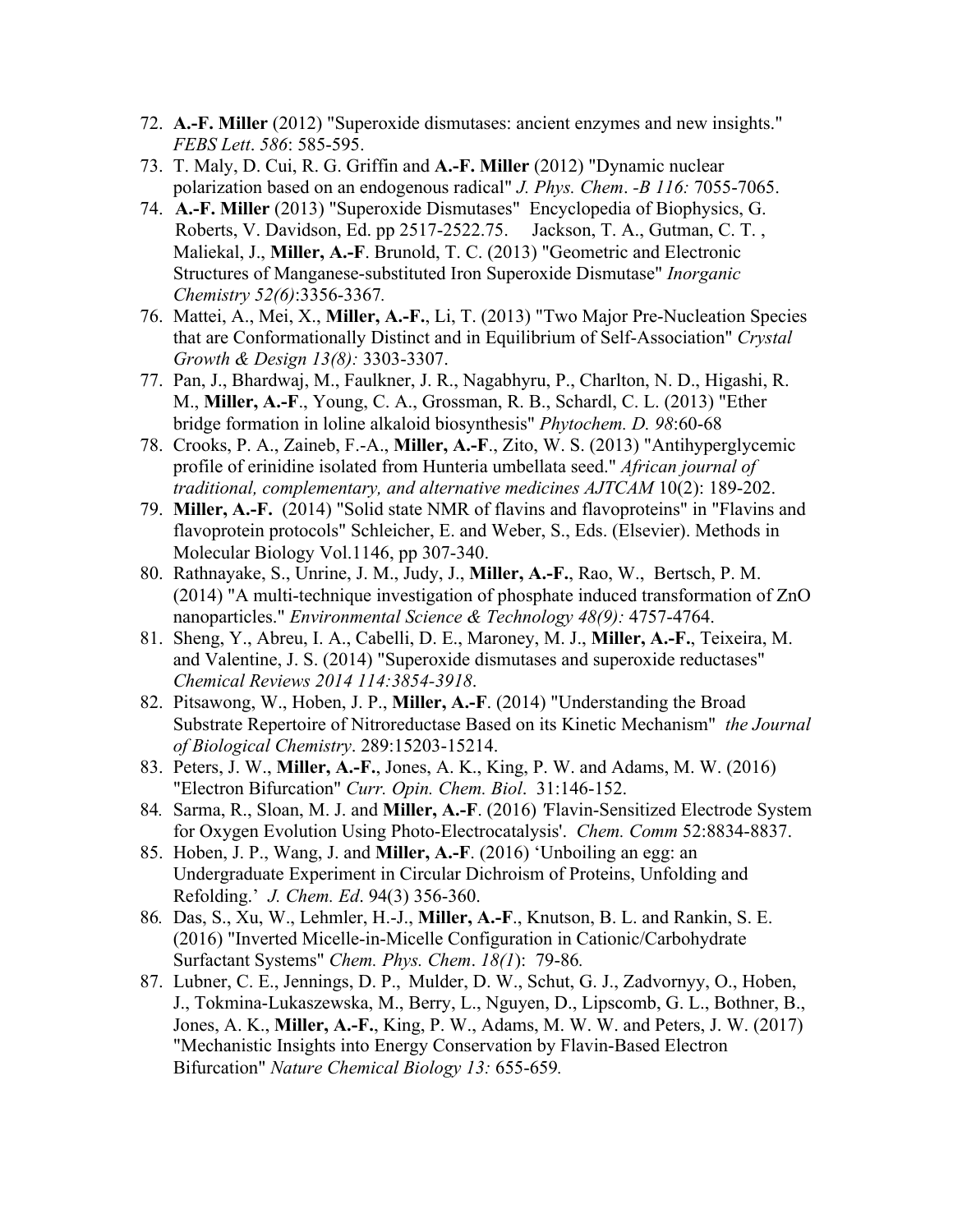72. **A.-F. Miller** (2012) "Superoxide dismutases: ancient enzymes and new insights." *FEBS Lett*. *586*: 585-595.
73. T. Maly, D. Cui, R. G. Griffin and **A.-F. Miller** (2012) "Dynamic nuclear polarization based on an endogenous radical" *J. Phys. Chem*. *-B 116:* 7055-7065.
74. **A.-F. Miller** (2013) "Superoxide Dismutases" Encyclopedia of Biophysics, G. Roberts, V. Davidson, Ed. pp 2517-2522.75. Jackson, T. A., Gutman, C. T. , Maliekal, J., **Miller, A.-F**. Brunold, T. C. (2013) "Geometric and Electronic Structures of Manganese-substituted Iron Superoxide Dismutase" *Inorganic Chemistry 52(6)*:3356-3367*.*
76. Mattei, A., Mei, X., **Miller, A.-F.**, Li, T. (2013) "Two Major Pre-Nucleation Species that are Conformationally Distinct and in Equilibrium of Self-Association" *Crystal Growth & Design 13(8):* 3303-3307.
77. Pan, J., Bhardwaj, M., Faulkner, J. R., Nagabhyru, P., Charlton, N. D., Higashi, R. M., **Miller, A.-F**., Young, C. A., Grossman, R. B., Schardl, C. L. (2013) "Ether bridge formation in loline alkaloid biosynthesis" *Phytochem. D. 98*:60-68
78. Crooks, P. A., Zaineb, F.-A., **Miller, A.-F**., Zito, W. S. (2013) "Antihyperglycemic profile of erinidine isolated from Hunteria umbellata seed." *African journal of traditional, complementary, and alternative medicines AJTCAM* 10(2): 189-202.
79. **Miller, A.-F.** (2014) "Solid state NMR of flavins and flavoproteins" in "Flavins and flavoprotein protocols" Schleicher, E. and Weber, S., Eds. (Elsevier). Methods in Molecular Biology Vol.1146, pp 307-340.
80. Rathnayake, S., Unrine, J. M., Judy, J., **Miller, A.-F.**, Rao, W., Bertsch, P. M. (2014) "A multi-technique investigation of phosphate induced transformation of ZnO nanoparticles." *Environmental Science & Technology 48(9):* 4757-4764.
81. Sheng, Y., Abreu, I. A., Cabelli, D. E., Maroney, M. J., **Miller, A.-F.**, Teixeira, M. and Valentine, J. S. (2014) "Superoxide dismutases and superoxide reductases" *Chemical Reviews 2014 114:3854-3918*.
82. Pitsawong, W., Hoben, J. P., **Miller, A.-F**. (2014) "Understanding the Broad Substrate Repertoire of Nitroreductase Based on its Kinetic Mechanism" *the Journal of Biological Chemistry*. 289:15203-15214.
83. Peters, J. W., **Miller, A.-F.**, Jones, A. K., King, P. W. and Adams, M. W. (2016) "Electron Bifurcation" *Curr. Opin. Chem. Biol*. 31:146-152.
84. Sarma, R., Sloan, M. J. and **Miller, A.-F**. (2016) 'Flavin-Sensitized Electrode System for Oxygen Evolution Using Photo-Electrocatalysis'. *Chem. Comm* 52:8834-8837.
85. Hoben, J. P., Wang, J. and **Miller, A.-F**. (2016) 'Unboiling an egg: an Undergraduate Experiment in Circular Dichroism of Proteins, Unfolding and Refolding.' *J. Chem. Ed*. 94(3) 356-360.
86. Das, S., Xu, W., Lehmler, H.-J., **Miller, A.-F**., Knutson, B. L. and Rankin, S. E. (2016) "Inverted Micelle-in-Micelle Configuration in Cationic/Carbohydrate Surfactant Systems" *Chem. Phys. Chem*. *18(1*): 79-86*.*
87. Lubner, C. E., Jennings, D. P., Mulder, D. W., Schut, G. J., Zadvornyy, O., Hoben, J., Tokmina-Lukaszewska, M., Berry, L., Nguyen, D., Lipscomb, G. L., Bothner, B., Jones, A. K., **Miller, A.-F.**, King, P. W., Adams, M. W. W. and Peters, J. W. (2017) "Mechanistic Insights into Energy Conservation by Flavin-Based Electron Bifurcation" *Nature Chemical Biology 13:* 655-659*.*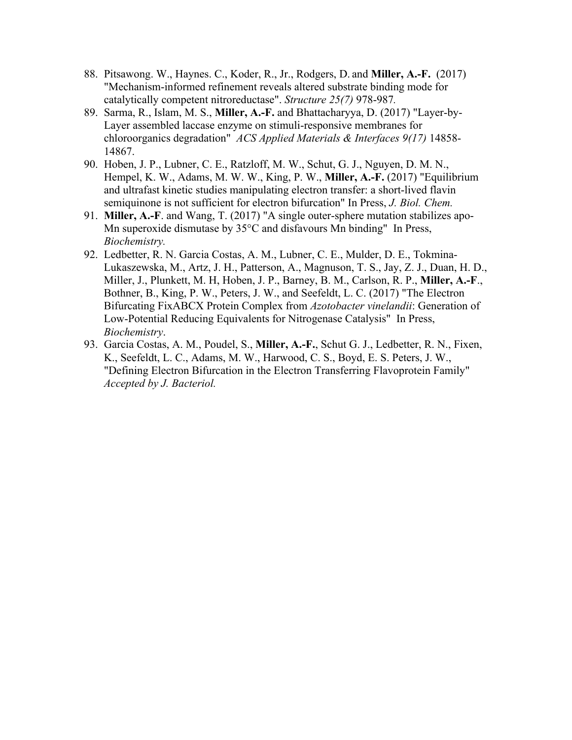88. Pitsawong. W., Haynes. C., Koder, R., Jr., Rodgers, D. and **Miller, A.-F.** (2017) "Mechanism-informed refinement reveals altered substrate binding mode for catalytically competent nitroreductase". *Structure 25(7)* 978-987.
89. Sarma, R., Islam, M. S., **Miller, A.-F.** and Bhattacharyya, D. (2017) "Layer-by-Layer assembled laccase enzyme on stimuli-responsive membranes for chloroorganics degradation" *ACS Applied Materials & Interfaces 9(17)* 14858-14867.
90. Hoben, J. P., Lubner, C. E., Ratzloff, M. W., Schut, G. J., Nguyen, D. M. N., Hempel, K. W., Adams, M. W. W., King, P. W., **Miller, A.-F.** (2017) "Equilibrium and ultrafast kinetic studies manipulating electron transfer: a short-lived flavin semiquinone is not sufficient for electron bifurcation" In Press, *J. Biol. Chem.*
91. **Miller, A.-F**. and Wang, T. (2017) "A single outer-sphere mutation stabilizes apo-Mn superoxide dismutase by 35°C and disfavours Mn binding" In Press, *Biochemistry.*
92. Ledbetter, R. N. Garcia Costas, A. M., Lubner, C. E., Mulder, D. E., Tokmina-Lukaszewska, M., Artz, J. H., Patterson, A., Magnuson, T. S., Jay, Z. J., Duan, H. D., Miller, J., Plunkett, M. H, Hoben, J. P., Barney, B. M., Carlson, R. P., **Miller, A.-F**., Bothner, B., King, P. W., Peters, J. W., and Seefeldt, L. C. (2017) "The Electron Bifurcating FixABCX Protein Complex from *Azotobacter vinelandii*: Generation of Low-Potential Reducing Equivalents for Nitrogenase Catalysis" In Press, *Biochemistry*.
93. Garcia Costas, A. M., Poudel, S., **Miller, A.-F.**, Schut G. J., Ledbetter, R. N., Fixen, K., Seefeldt, L. C., Adams, M. W., Harwood, C. S., Boyd, E. S. Peters, J. W., "Defining Electron Bifurcation in the Electron Transferring Flavoprotein Family" *Accepted by J. Bacteriol.*